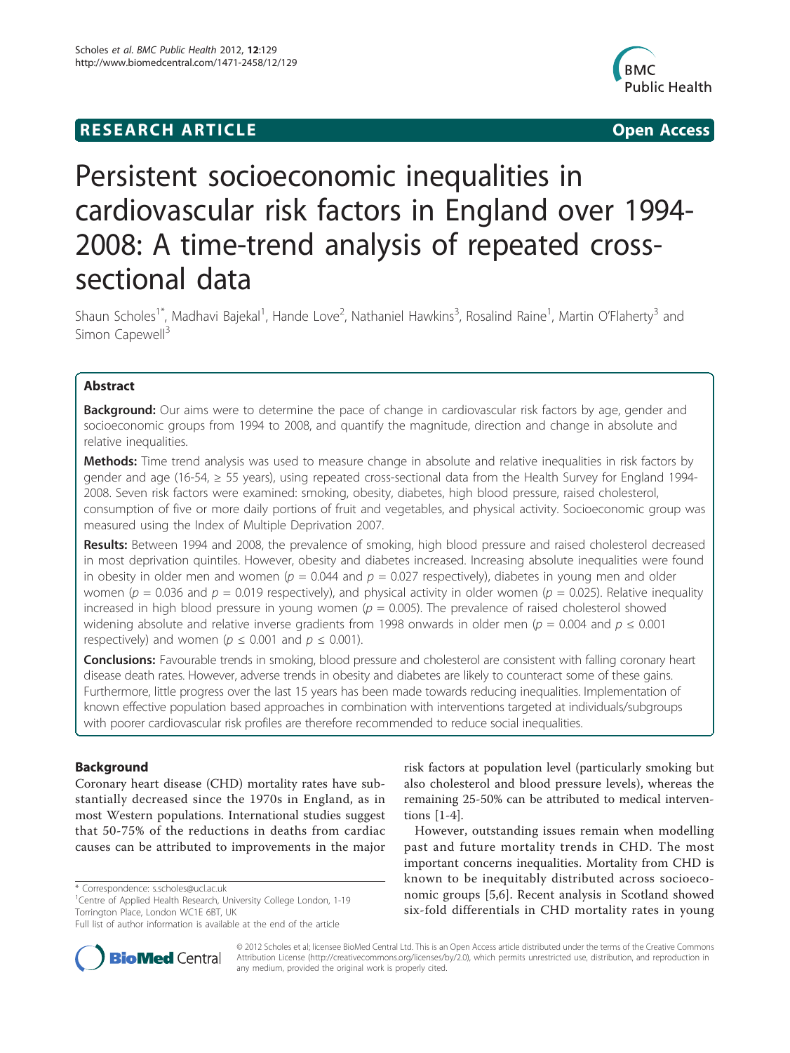RESEARCH ARTICLE Open Access

# Persistent socioeconomic inequalities in cardiovascular risk factors in England over 1994-2008: A time-trend analysis of repeated cross-sectional data

Shaun Scholes[1*], Madhavi Bajekal[1], Hande Love[2], Nathaniel Hawkins[3], Rosalind Raine[1], Martin O'Flaherty[3] and Simon Capewell[3]

## Abstract

**Background:** Our aims were to determine the pace of change in cardiovascular risk factors by age, gender and socioeconomic groups from 1994 to 2008, and quantify the magnitude, direction and change in absolute and relative inequalities.

**Methods:** Time trend analysis was used to measure change in absolute and relative inequalities in risk factors by gender and age (16-54, ≥ 55 years), using repeated cross-sectional data from the Health Survey for England 1994-2008. Seven risk factors were examined: smoking, obesity, diabetes, high blood pressure, raised cholesterol, consumption of five or more daily portions of fruit and vegetables, and physical activity. Socioeconomic group was measured using the Index of Multiple Deprivation 2007.

**Results:** Between 1994 and 2008, the prevalence of smoking, high blood pressure and raised cholesterol decreased in most deprivation quintiles. However, obesity and diabetes increased. Increasing absolute inequalities were found in obesity in older men and women ($p = 0.044$ and $p = 0.027$ respectively), diabetes in young men and older women ($p = 0.036$ and $p = 0.019$ respectively), and physical activity in older women ($p = 0.025$). Relative inequality increased in high blood pressure in young women ($p = 0.005$). The prevalence of raised cholesterol showed widening absolute and relative inverse gradients from 1998 onwards in older men ($p = 0.004$ and $p \leq 0.001$ respectively) and women ($p \leq 0.001$ and $p \leq 0.001$).

**Conclusions:** Favourable trends in smoking, blood pressure and cholesterol are consistent with falling coronary heart disease death rates. However, adverse trends in obesity and diabetes are likely to counteract some of these gains. Furthermore, little progress over the last 15 years has been made towards reducing inequalities. Implementation of known effective population based approaches in combination with interventions targeted at individuals/subgroups with poorer cardiovascular risk profiles are therefore recommended to reduce social inequalities.

## Background

Coronary heart disease (CHD) mortality rates have substantially decreased since the 1970s in England, as in most Western populations. International studies suggest that 50-75% of the reductions in deaths from cardiac causes can be attributed to improvements in the major risk factors at population level (particularly smoking but also cholesterol and blood pressure levels), whereas the remaining 25-50% can be attributed to medical interventions [1-4].

However, outstanding issues remain when modelling past and future mortality trends in CHD. The most important concerns inequalities. Mortality from CHD is known to be inequitably distributed across socioeconomic groups [5,6]. Recent analysis in Scotland showed six-fold differentials in CHD mortality rates in young

\* Correspondence: s.scholes@ucl.ac.uk
[1]Centre of Applied Health Research, University College London, 1-19 Torrington Place, London WC1E 6BT, UK
Full list of author information is available at the end of the article

© 2012 Scholes et al; licensee BioMed Central Ltd. This is an Open Access article distributed under the terms of the Creative Commons Attribution License (http://creativecommons.org/licenses/by/2.0), which permits unrestricted use, distribution, and reproduction in any medium, provided the original work is properly cited.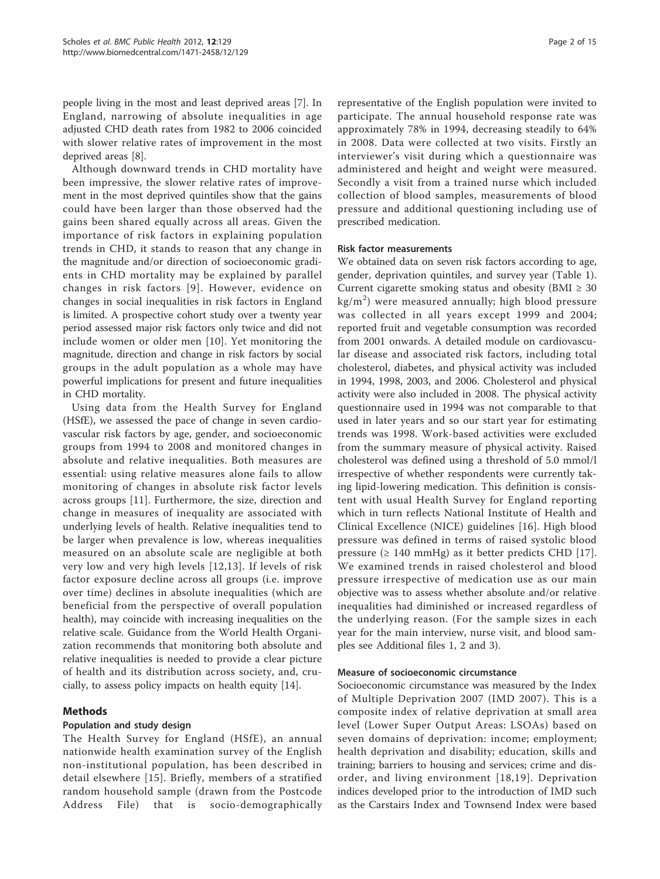people living in the most and least deprived areas [7]. In England, narrowing of absolute inequalities in age adjusted CHD death rates from 1982 to 2006 coincided with slower relative rates of improvement in the most deprived areas [8].

Although downward trends in CHD mortality have been impressive, the slower relative rates of improvement in the most deprived quintiles show that the gains could have been larger than those observed had the gains been shared equally across all areas. Given the importance of risk factors in explaining population trends in CHD, it stands to reason that any change in the magnitude and/or direction of socioeconomic gradients in CHD mortality may be explained by parallel changes in risk factors [9]. However, evidence on changes in social inequalities in risk factors in England is limited. A prospective cohort study over a twenty year period assessed major risk factors only twice and did not include women or older men [10]. Yet monitoring the magnitude, direction and change in risk factors by social groups in the adult population as a whole may have powerful implications for present and future inequalities in CHD mortality.

Using data from the Health Survey for England (HSfE), we assessed the pace of change in seven cardiovascular risk factors by age, gender, and socioeconomic groups from 1994 to 2008 and monitored changes in absolute and relative inequalities. Both measures are essential: using relative measures alone fails to allow monitoring of changes in absolute risk factor levels across groups [11]. Furthermore, the size, direction and change in measures of inequality are associated with underlying levels of health. Relative inequalities tend to be larger when prevalence is low, whereas inequalities measured on an absolute scale are negligible at both very low and very high levels [12,13]. If levels of risk factor exposure decline across all groups (i.e. improve over time) declines in absolute inequalities (which are beneficial from the perspective of overall population health), may coincide with increasing inequalities on the relative scale. Guidance from the World Health Organization recommends that monitoring both absolute and relative inequalities is needed to provide a clear picture of health and its distribution across society, and, crucially, to assess policy impacts on health equity [14].

## Methods

### Population and study design

The Health Survey for England (HSfE), an annual nationwide health examination survey of the English non-institutional population, has been described in detail elsewhere [15]. Briefly, members of a stratified random household sample (drawn from the Postcode Address File) that is socio-demographically representative of the English population were invited to participate. The annual household response rate was approximately 78% in 1994, decreasing steadily to 64% in 2008. Data were collected at two visits. Firstly an interviewer's visit during which a questionnaire was administered and height and weight were measured. Secondly a visit from a trained nurse which included collection of blood samples, measurements of blood pressure and additional questioning including use of prescribed medication.

### Risk factor measurements

We obtained data on seven risk factors according to age, gender, deprivation quintiles, and survey year (Table 1). Current cigarette smoking status and obesity (BMI ≥ 30 $kg/m^2$) were measured annually; high blood pressure was collected in all years except 1999 and 2004; reported fruit and vegetable consumption was recorded from 2001 onwards. A detailed module on cardiovascular disease and associated risk factors, including total cholesterol, diabetes, and physical activity was included in 1994, 1998, 2003, and 2006. Cholesterol and physical activity were also included in 2008. The physical activity questionnaire used in 1994 was not comparable to that used in later years and so our start year for estimating trends was 1998. Work-based activities were excluded from the summary measure of physical activity. Raised cholesterol was defined using a threshold of 5.0 mmol/l irrespective of whether respondents were currently taking lipid-lowering medication. This definition is consistent with usual Health Survey for England reporting which in turn reflects National Institute of Health and Clinical Excellence (NICE) guidelines [16]. High blood pressure was defined in terms of raised systolic blood pressure (≥ 140 mmHg) as it better predicts CHD [17]. We examined trends in raised cholesterol and blood pressure irrespective of medication use as our main objective was to assess whether absolute and/or relative inequalities had diminished or increased regardless of the underlying reason. (For the sample sizes in each year for the main interview, nurse visit, and blood samples see Additional files 1, 2 and 3).

### Measure of socioeconomic circumstance

Socioeconomic circumstance was measured by the Index of Multiple Deprivation 2007 (IMD 2007). This is a composite index of relative deprivation at small area level (Lower Super Output Areas: LSOAs) based on seven domains of deprivation: income; employment; health deprivation and disability; education, skills and training; barriers to housing and services; crime and disorder, and living environment [18,19]. Deprivation indices developed prior to the introduction of IMD such as the Carstairs Index and Townsend Index were based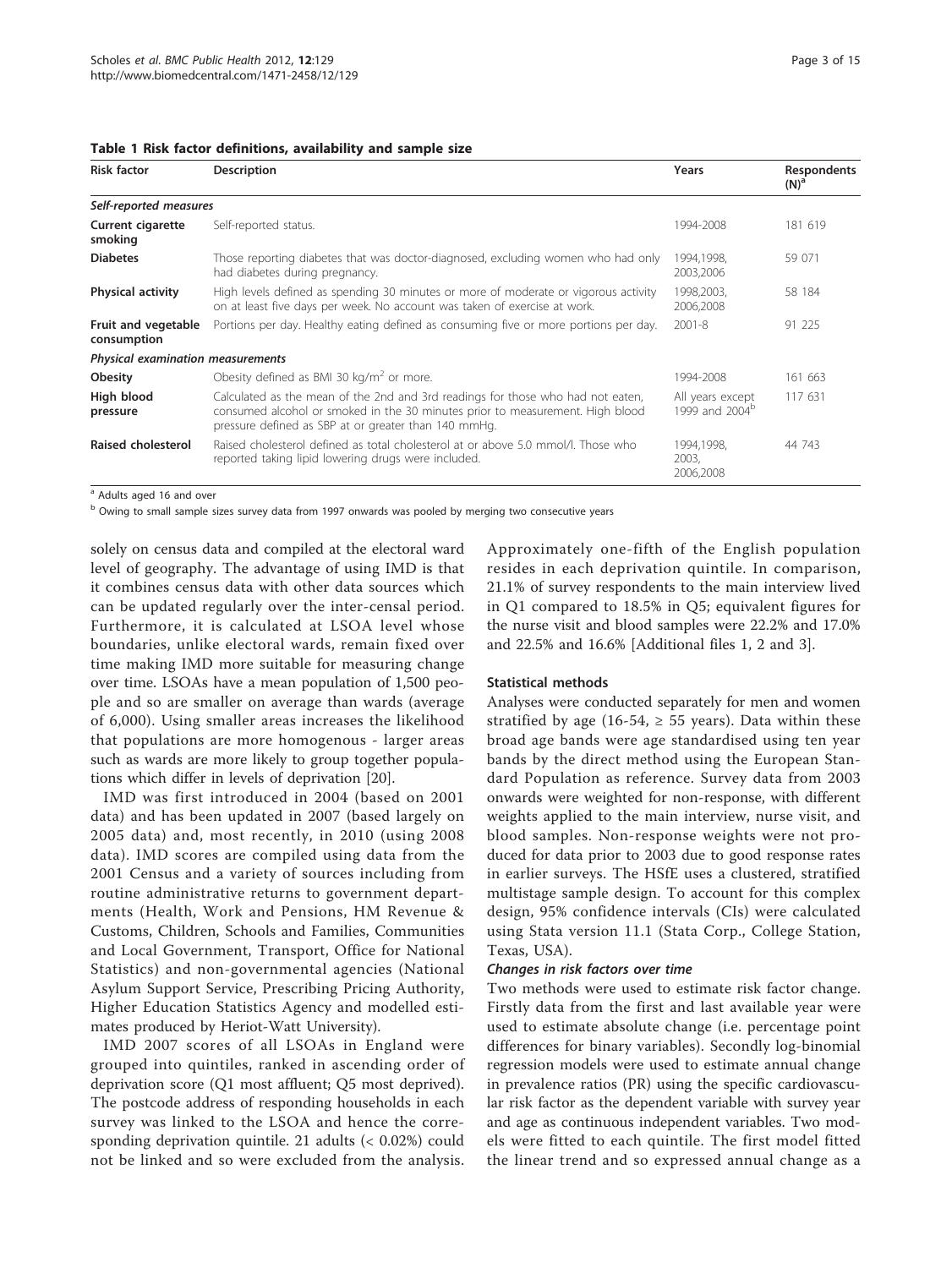**Table 1 Risk factor definitions, availability and sample size**

| Risk factor | Description | Years | Respondents (N)[a] |
|---|---|---|---|
| ***Self-reported measures*** | | | |
| **Current cigarette smoking** | Self-reported status. | 1994-2008 | 181 619 |
| **Diabetes** | Those reporting diabetes that was doctor-diagnosed, excluding women who had only had diabetes during pregnancy. | 1994,1998, 2003,2006 | 59 071 |
| **Physical activity** | High levels defined as spending 30 minutes or more of moderate or vigorous activity on at least five days per week. No account was taken of exercise at work. | 1998,2003, 2006,2008 | 58 184 |
| **Fruit and vegetable consumption** | Portions per day. Healthy eating defined as consuming five or more portions per day. | 2001-8 | 91 225 |
| ***Physical examination measurements*** | | | |
| **Obesity** | Obesity defined as BMI 30 kg/m$^2$ or more. | 1994-2008 | 161 663 |
| **High blood pressure** | Calculated as the mean of the 2nd and 3rd readings for those who had not eaten, consumed alcohol or smoked in the 30 minutes prior to measurement. High blood pressure defined as SBP at or greater than 140 mmHg. | All years except 1999 and 2004[b] | 117 631 |
| **Raised cholesterol** | Raised cholesterol defined as total cholesterol at or above 5.0 mmol/l. Those who reported taking lipid lowering drugs were included. | 1994,1998, 2003, 2006,2008 | 44 743 |

[a] Adults aged 16 and over

[b] Owing to small sample sizes survey data from 1997 onwards was pooled by merging two consecutive years

solely on census data and compiled at the electoral ward level of geography. The advantage of using IMD is that it combines census data with other data sources which can be updated regularly over the inter-censal period. Furthermore, it is calculated at LSOA level whose boundaries, unlike electoral wards, remain fixed over time making IMD more suitable for measuring change over time. LSOAs have a mean population of 1,500 people and so are smaller on average than wards (average of 6,000). Using smaller areas increases the likelihood that populations are more homogenous - larger areas such as wards are more likely to group together populations which differ in levels of deprivation [20].

IMD was first introduced in 2004 (based on 2001 data) and has been updated in 2007 (based largely on 2005 data) and, most recently, in 2010 (using 2008 data). IMD scores are compiled using data from the 2001 Census and a variety of sources including from routine administrative returns to government departments (Health, Work and Pensions, HM Revenue & Customs, Children, Schools and Families, Communities and Local Government, Transport, Office for National Statistics) and non-governmental agencies (National Asylum Support Service, Prescribing Pricing Authority, Higher Education Statistics Agency and modelled estimates produced by Heriot-Watt University).

IMD 2007 scores of all LSOAs in England were grouped into quintiles, ranked in ascending order of deprivation score (Q1 most affluent; Q5 most deprived). The postcode address of responding households in each survey was linked to the LSOA and hence the corresponding deprivation quintile. 21 adults (< 0.02%) could not be linked and so were excluded from the analysis. Approximately one-fifth of the English population resides in each deprivation quintile. In comparison, 21.1% of survey respondents to the main interview lived in Q1 compared to 18.5% in Q5; equivalent figures for the nurse visit and blood samples were 22.2% and 17.0% and 22.5% and 16.6% [Additional files 1, 2 and 3].

### Statistical methods

Analyses were conducted separately for men and women stratified by age (16-54, ≥ 55 years). Data within these broad age bands were age standardised using ten year bands by the direct method using the European Standard Population as reference. Survey data from 2003 onwards were weighted for non-response, with different weights applied to the main interview, nurse visit, and blood samples. Non-response weights were not produced for data prior to 2003 due to good response rates in earlier surveys. The HSfE uses a clustered, stratified multistage sample design. To account for this complex design, 95% confidence intervals (CIs) were calculated using Stata version 11.1 (Stata Corp., College Station, Texas, USA).

#### *Changes in risk factors over time*

Two methods were used to estimate risk factor change. Firstly data from the first and last available year were used to estimate absolute change (i.e. percentage point differences for binary variables). Secondly log-binomial regression models were used to estimate annual change in prevalence ratios (PR) using the specific cardiovascular risk factor as the dependent variable with survey year and age as continuous independent variables. Two models were fitted to each quintile. The first model fitted the linear trend and so expressed annual change as a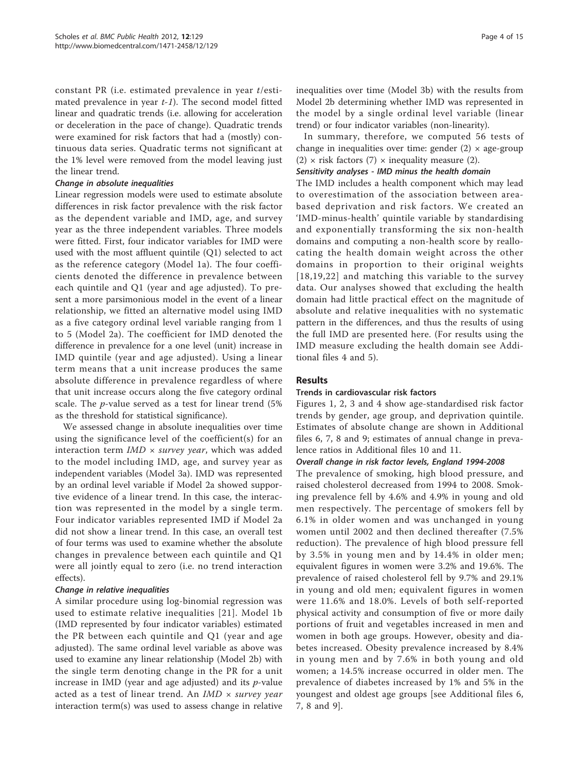constant PR (i.e. estimated prevalence in year *t*/estimated prevalence in year *t-1*). The second model fitted linear and quadratic trends (i.e. allowing for acceleration or deceleration in the pace of change). Quadratic trends were examined for risk factors that had a (mostly) continuous data series. Quadratic terms not significant at the 1% level were removed from the model leaving just the linear trend.

#### Change in absolute inequalities

Linear regression models were used to estimate absolute differences in risk factor prevalence with the risk factor as the dependent variable and IMD, age, and survey year as the three independent variables. Three models were fitted. First, four indicator variables for IMD were used with the most affluent quintile (Q1) selected to act as the reference category (Model 1a). The four coefficients denoted the difference in prevalence between each quintile and Q1 (year and age adjusted). To present a more parsimonious model in the event of a linear relationship, we fitted an alternative model using IMD as a five category ordinal level variable ranging from 1 to 5 (Model 2a). The coefficient for IMD denoted the difference in prevalence for a one level (unit) increase in IMD quintile (year and age adjusted). Using a linear term means that a unit increase produces the same absolute difference in prevalence regardless of where that unit increase occurs along the five category ordinal scale. The *p*-value served as a test for linear trend (5% as the threshold for statistical significance).

We assessed change in absolute inequalities over time using the significance level of the coefficient(s) for an interaction term *IMD × survey year*, which was added to the model including IMD, age, and survey year as independent variables (Model 3a). IMD was represented by an ordinal level variable if Model 2a showed supportive evidence of a linear trend. In this case, the interaction was represented in the model by a single term. Four indicator variables represented IMD if Model 2a did not show a linear trend. In this case, an overall test of four terms was used to examine whether the absolute changes in prevalence between each quintile and Q1 were all jointly equal to zero (i.e. no trend interaction effects).

#### Change in relative inequalities

A similar procedure using log-binomial regression was used to estimate relative inequalities [21]. Model 1b (IMD represented by four indicator variables) estimated the PR between each quintile and Q1 (year and age adjusted). The same ordinal level variable as above was used to examine any linear relationship (Model 2b) with the single term denoting change in the PR for a unit increase in IMD (year and age adjusted) and its *p*-value acted as a test of linear trend. An *IMD × survey year* interaction term(s) was used to assess change in relative inequalities over time (Model 3b) with the results from Model 2b determining whether IMD was represented in the model by a single ordinal level variable (linear trend) or four indicator variables (non-linearity).

In summary, therefore, we computed 56 tests of change in inequalities over time: gender (2) × age-group (2) × risk factors (7) × inequality measure (2).

#### Sensitivity analyses - IMD minus the health domain

The IMD includes a health component which may lead to overestimation of the association between area-based deprivation and risk factors. We created an 'IMD-minus-health' quintile variable by standardising and exponentially transforming the six non-health domains and computing a non-health score by reallocating the health domain weight across the other domains in proportion to their original weights [18,19,22] and matching this variable to the survey data. Our analyses showed that excluding the health domain had little practical effect on the magnitude of absolute and relative inequalities with no systematic pattern in the differences, and thus the results of using the full IMD are presented here. (For results using the IMD measure excluding the health domain see Additional files 4 and 5).

## Results

### Trends in cardiovascular risk factors

Figures 1, 2, 3 and 4 show age-standardised risk factor trends by gender, age group, and deprivation quintile. Estimates of absolute change are shown in Additional files 6, 7, 8 and 9; estimates of annual change in prevalence ratios in Additional files 10 and 11.

#### Overall change in risk factor levels, England 1994-2008

The prevalence of smoking, high blood pressure, and raised cholesterol decreased from 1994 to 2008. Smoking prevalence fell by 4.6% and 4.9% in young and old men respectively. The percentage of smokers fell by 6.1% in older women and was unchanged in young women until 2002 and then declined thereafter (7.5% reduction). The prevalence of high blood pressure fell by 3.5% in young men and by 14.4% in older men; equivalent figures in women were 3.2% and 19.6%. The prevalence of raised cholesterol fell by 9.7% and 29.1% in young and old men; equivalent figures in women were 11.6% and 18.0%. Levels of both self-reported physical activity and consumption of five or more daily portions of fruit and vegetables increased in men and women in both age groups. However, obesity and diabetes increased. Obesity prevalence increased by 8.4% in young men and by 7.6% in both young and old women; a 14.5% increase occurred in older men. The prevalence of diabetes increased by 1% and 5% in the youngest and oldest age groups [see Additional files 6, 7, 8 and 9].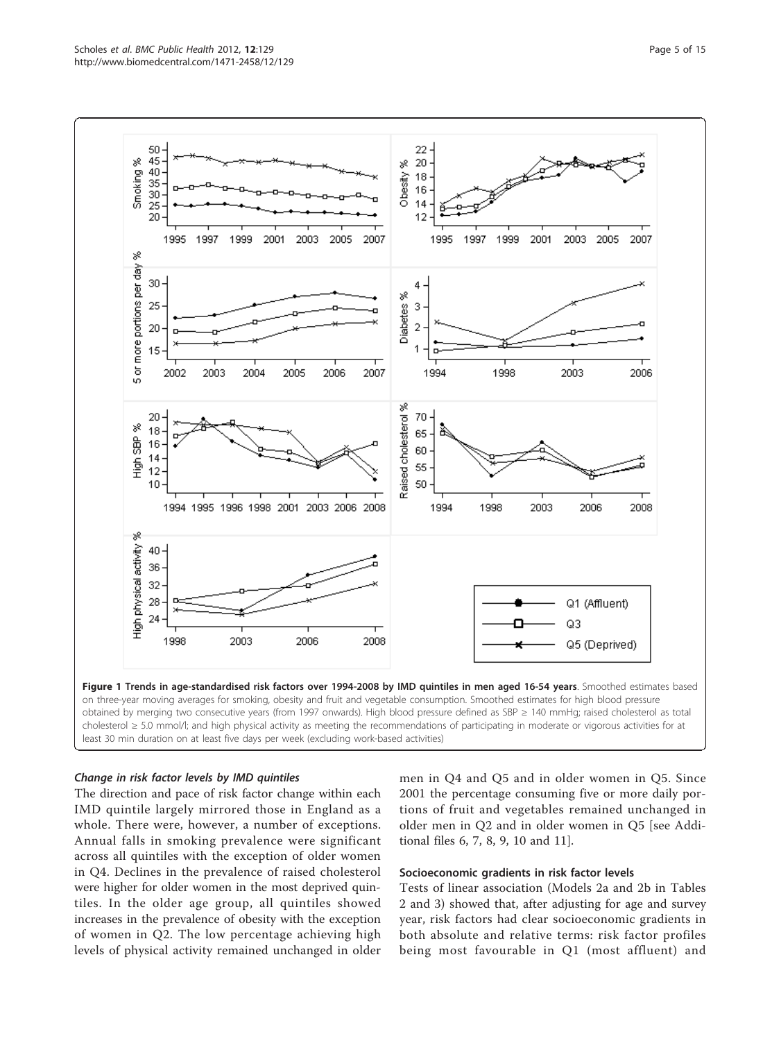**Figure 1 Trends in age-standardised risk factors over 1994-2008 by IMD quintiles in men aged 16-54 years**. Smoothed estimates based on three-year moving averages for smoking, obesity and fruit and vegetable consumption. Smoothed estimates for high blood pressure obtained by merging two consecutive years (from 1997 onwards). High blood pressure defined as SBP ≥ 140 mmHg; raised cholesterol as total cholesterol ≥ 5.0 mmol/l; and high physical activity as meeting the recommendations of participating in moderate or vigorous activities for at least 30 min duration on at least five days per week (excluding work-based activities)

### *Change in risk factor levels by IMD quintiles*

The direction and pace of risk factor change within each IMD quintile largely mirrored those in England as a whole. There were, however, a number of exceptions. Annual falls in smoking prevalence were significant across all quintiles with the exception of older women in Q4. Declines in the prevalence of raised cholesterol were higher for older women in the most deprived quintiles. In the older age group, all quintiles showed increases in the prevalence of obesity with the exception of women in Q2. The low percentage achieving high levels of physical activity remained unchanged in older men in Q4 and Q5 and in older women in Q5. Since 2001 the percentage consuming five or more daily portions of fruit and vegetables remained unchanged in older men in Q2 and in older women in Q5 [see Additional files 6, 7, 8, 9, 10 and 11].

### Socioeconomic gradients in risk factor levels

Tests of linear association (Models 2a and 2b in Tables 2 and 3) showed that, after adjusting for age and survey year, risk factors had clear socioeconomic gradients in both absolute and relative terms: risk factor profiles being most favourable in Q1 (most affluent) and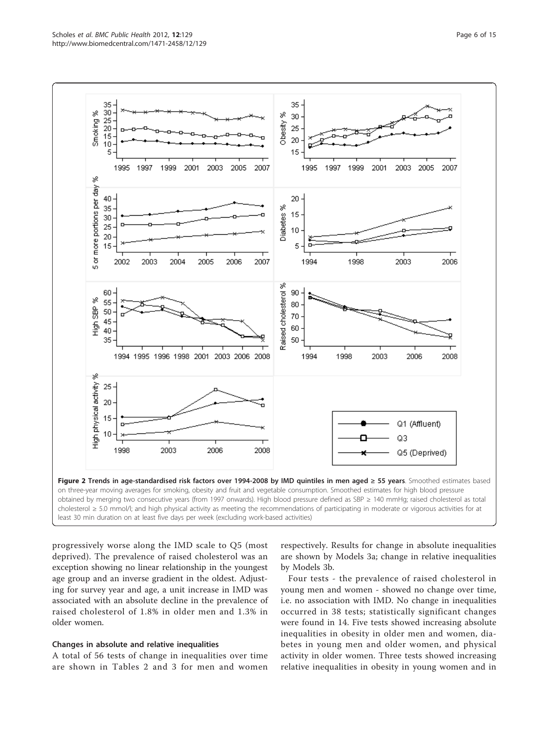**Figure 2 Trends in age-standardised risk factors over 1994-2008 by IMD quintiles in men aged ≥ 55 years**. Smoothed estimates based on three-year moving averages for smoking, obesity and fruit and vegetable consumption. Smoothed estimates for high blood pressure obtained by merging two consecutive years (from 1997 onwards). High blood pressure defined as SBP ≥ 140 mmHg; raised cholesterol as total cholesterol ≥ 5.0 mmol/l; and high physical activity as meeting the recommendations of participating in moderate or vigorous activities for at least 30 min duration on at least five days per week (excluding work-based activities)

progressively worse along the IMD scale to Q5 (most deprived). The prevalence of raised cholesterol was an exception showing no linear relationship in the youngest age group and an inverse gradient in the oldest. Adjusting for survey year and age, a unit increase in IMD was associated with an absolute decline in the prevalence of raised cholesterol of 1.8% in older men and 1.3% in older women.

### Changes in absolute and relative inequalities

A total of 56 tests of change in inequalities over time are shown in Tables 2 and 3 for men and women respectively. Results for change in absolute inequalities are shown by Models 3a; change in relative inequalities by Models 3b.

Four tests - the prevalence of raised cholesterol in young men and women - showed no change over time, i.e. no association with IMD. No change in inequalities occurred in 38 tests; statistically significant changes were found in 14. Five tests showed increasing absolute inequalities in obesity in older men and women, diabetes in young men and older women, and physical activity in older women. Three tests showed increasing relative inequalities in obesity in young women and in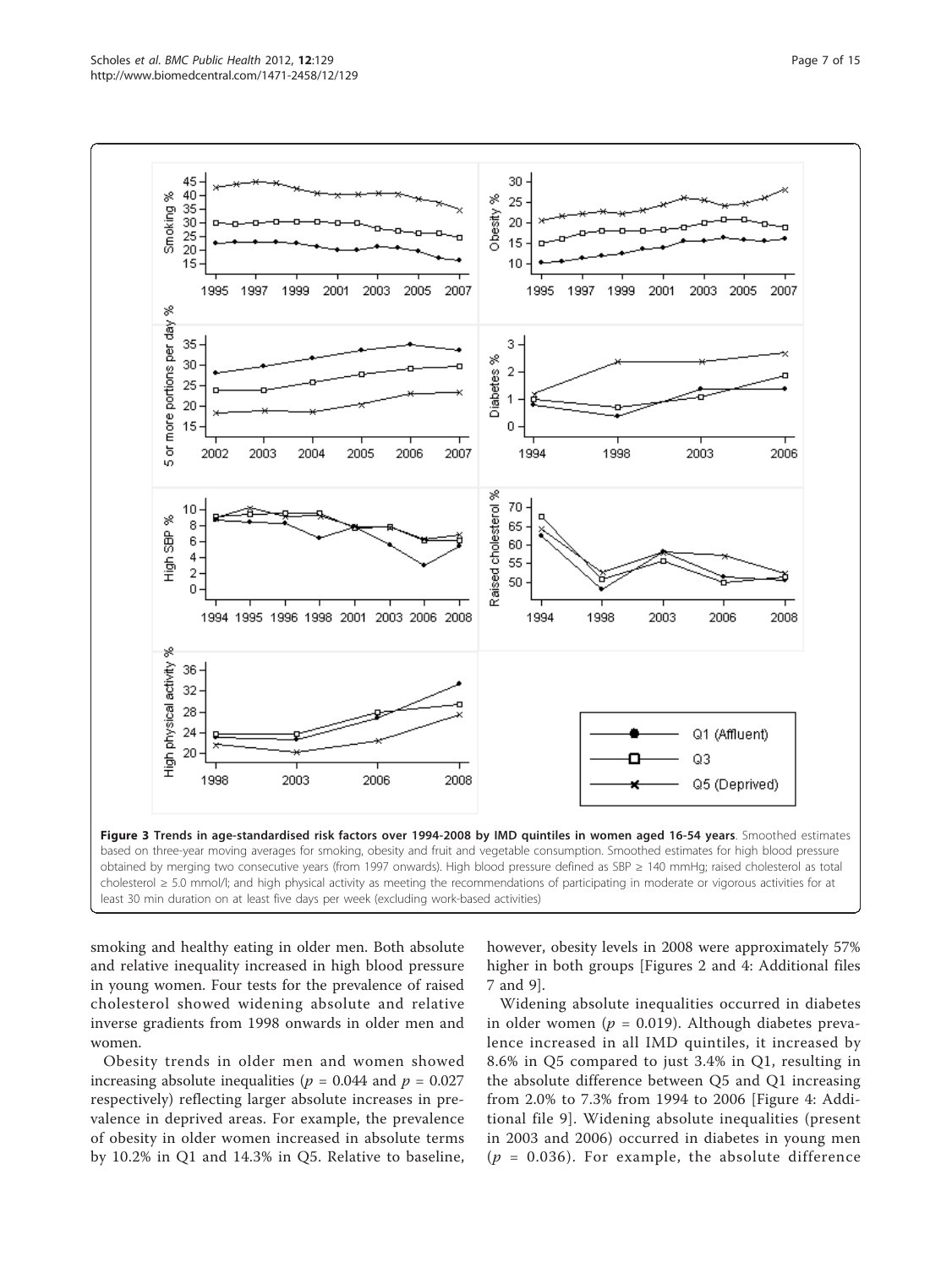**Figure 3 Trends in age-standardised risk factors over 1994-2008 by IMD quintiles in women aged 16-54 years**. Smoothed estimates based on three-year moving averages for smoking, obesity and fruit and vegetable consumption. Smoothed estimates for high blood pressure obtained by merging two consecutive years (from 1997 onwards). High blood pressure defined as SBP ≥ 140 mmHg; raised cholesterol as total cholesterol ≥ 5.0 mmol/l; and high physical activity as meeting the recommendations of participating in moderate or vigorous activities for at least 30 min duration on at least five days per week (excluding work-based activities)

smoking and healthy eating in older men. Both absolute and relative inequality increased in high blood pressure in young women. Four tests for the prevalence of raised cholesterol showed widening absolute and relative inverse gradients from 1998 onwards in older men and women.

Obesity trends in older men and women showed increasing absolute inequalities ($p = 0.044$ and $p = 0.027$ respectively) reflecting larger absolute increases in prevalence in deprived areas. For example, the prevalence of obesity in older women increased in absolute terms by 10.2% in Q1 and 14.3% in Q5. Relative to baseline, however, obesity levels in 2008 were approximately 57% higher in both groups [Figures 2 and 4: Additional files 7 and 9].

Widening absolute inequalities occurred in diabetes in older women ($p = 0.019$). Although diabetes prevalence increased in all IMD quintiles, it increased by 8.6% in Q5 compared to just 3.4% in Q1, resulting in the absolute difference between Q5 and Q1 increasing from 2.0% to 7.3% from 1994 to 2006 [Figure 4: Additional file 9]. Widening absolute inequalities (present in 2003 and 2006) occurred in diabetes in young men ($p = 0.036$). For example, the absolute difference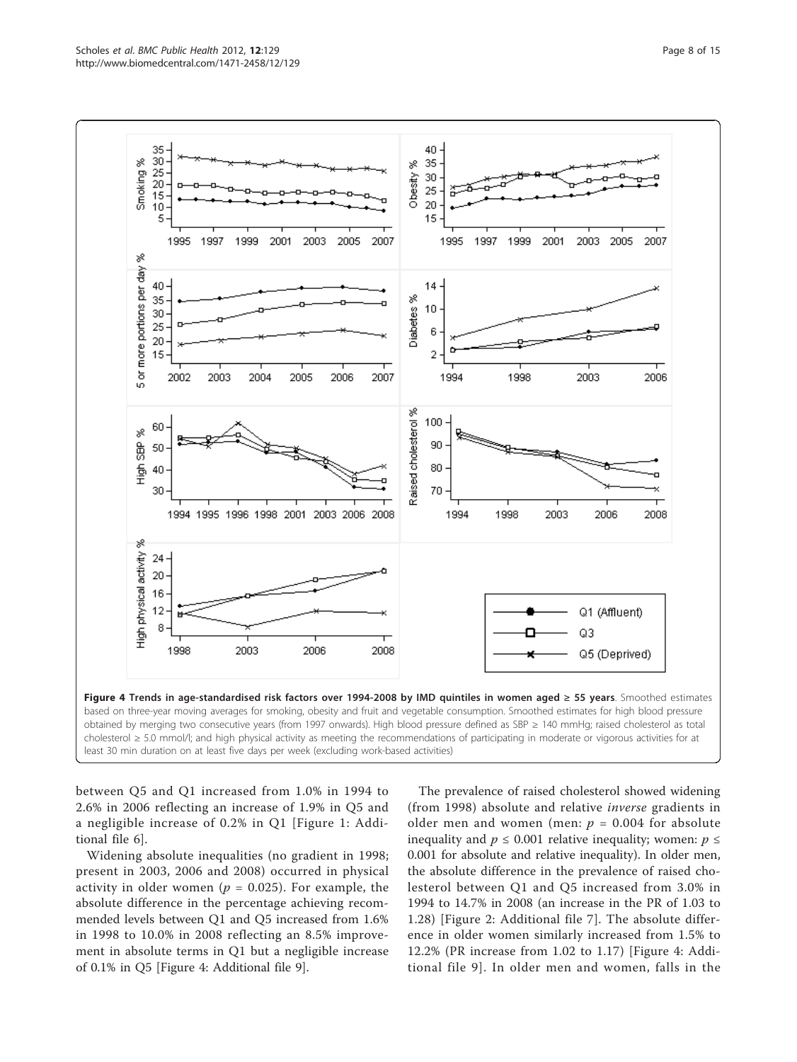Figure 4 Trends in age-standardised risk factors over 1994-2008 by IMD quintiles in women aged ≥ 55 years. Smoothed estimates based on three-year moving averages for smoking, obesity and fruit and vegetable consumption. Smoothed estimates for high blood pressure obtained by merging two consecutive years (from 1997 onwards). High blood pressure defined as SBP ≥ 140 mmHg; raised cholesterol as total cholesterol ≥ 5.0 mmol/l; and high physical activity as meeting the recommendations of participating in moderate or vigorous activities for at least 30 min duration on at least five days per week (excluding work-based activities)

between Q5 and Q1 increased from 1.0% in 1994 to 2.6% in 2006 reflecting an increase of 1.9% in Q5 and a negligible increase of 0.2% in Q1 [Figure 1: Additional file 6].

Widening absolute inequalities (no gradient in 1998; present in 2003, 2006 and 2008) occurred in physical activity in older women ($p = 0.025$). For example, the absolute difference in the percentage achieving recommended levels between Q1 and Q5 increased from 1.6% in 1998 to 10.0% in 2008 reflecting an 8.5% improvement in absolute terms in Q1 but a negligible increase of 0.1% in Q5 [Figure 4: Additional file 9].

The prevalence of raised cholesterol showed widening (from 1998) absolute and relative *inverse* gradients in older men and women (men: $p = 0.004$ for absolute inequality and $p \leq 0.001$ relative inequality; women: $p \leq 0.001$ for absolute and relative inequality). In older men, the absolute difference in the prevalence of raised cholesterol between Q1 and Q5 increased from 3.0% in 1994 to 14.7% in 2008 (an increase in the PR of 1.03 to 1.28) [Figure 2: Additional file 7]. The absolute difference in older women similarly increased from 1.5% to 12.2% (PR increase from 1.02 to 1.17) [Figure 4: Additional file 9]. In older men and women, falls in the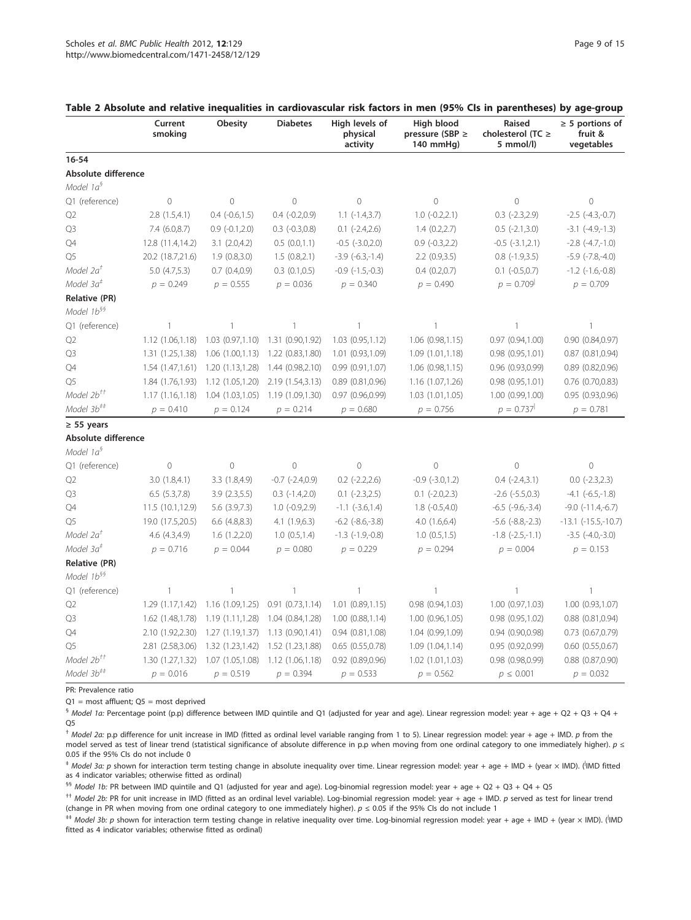**Table 2 Absolute and relative inequalities in cardiovascular risk factors in men (95% CIs in parentheses) by age-group**

| | Current smoking | Obesity | Diabetes | High levels of physical activity | High blood pressure (SBP ≥ 140 mmHg) | Raised cholesterol (TC ≥ 5 mmol/l) | ≥ 5 portions of fruit & vegetables |
|---|---|---|---|---|---|---|---|
| **16-54** | | | | | | | |
| **Absolute difference** | | | | | | | |
| *Model 1a*[§] | | | | | | | |
| Q1 (reference) | 0 | 0 | 0 | 0 | 0 | 0 | 0 |
| Q2 | 2.8 (1.5,4.1) | 0.4 (-0.6,1.5) | 0.4 (-0.2,0.9) | 1.1 (-1.4,3.7) | 1.0 (-0.2,2.1) | 0.3 (-2.3,2.9) | -2.5 (-4.3,-0.7) |
| Q3 | 7.4 (6.0,8.7) | 0.9 (-0.1,2.0) | 0.3 (-0.3,0.8) | 0.1 (-2.4,2.6) | 1.4 (0.2,2.7) | 0.5 (-2.1,3.0) | -3.1 (-4.9,-1.3) |
| Q4 | 12.8 (11.4,14.2) | 3.1 (2.0,4.2) | 0.5 (0.0,1.1) | -0.5 (-3.0,2.0) | 0.9 (-0.3,2.2) | -0.5 (-3.1,2.1) | -2.8 (-4.7,-1.0) |
| Q5 | 20.2 (18.7,21.6) | 1.9 (0.8,3.0) | 1.5 (0.8,2.1) | -3.9 (-6.3,-1.4) | 2.2 (0.9,3.5) | 0.8 (-1.9,3.5) | -5.9 (-7.8,-4.0) |
| *Model 2a*[†] | 5.0 (4.7,5.3) | 0.7 (0.4,0.9) | 0.3 (0.1,0.5) | -0.9 (-1.5,-0.3) | 0.4 (0.2,0.7) | 0.1 (-0.5,0.7) | -1.2 (-1.6,-0.8) |
| *Model 3a*[‡] | $p = 0.249$ | $p = 0.555$ | $p = 0.036$ | $p = 0.340$ | $p = 0.490$ | $p = 0.709$[ǀ] | $p = 0.709$ |
| **Relative (PR)** | | | | | | | |
| *Model 1b*[§§] | | | | | | | |
| Q1 (reference) | 1 | 1 | 1 | 1 | 1 | 1 | 1 |
| Q2 | 1.12 (1.06,1.18) | 1.03 (0.97,1.10) | 1.31 (0.90,1.92) | 1.03 (0.95,1.12) | 1.06 (0.98,1.15) | 0.97 (0.94,1.00) | 0.90 (0.84,0.97) |
| Q3 | 1.31 (1.25,1.38) | 1.06 (1.00,1.13) | 1.22 (0.83,1.80) | 1.01 (0.93,1.09) | 1.09 (1.01,1.18) | 0.98 (0.95,1.01) | 0.87 (0.81,0.94) |
| Q4 | 1.54 (1.47,1.61) | 1.20 (1.13,1.28) | 1.44 (0.98,2.10) | 0.99 (0.91,1.07) | 1.06 (0.98,1.15) | 0.96 (0.93,0.99) | 0.89 (0.82,0.96) |
| Q5 | 1.84 (1.76,1.93) | 1.12 (1.05,1.20) | 2.19 (1.54,3.13) | 0.89 (0.81,0.96) | 1.16 (1.07,1.26) | 0.98 (0.95,1.01) | 0.76 (0.70,0.83) |
| *Model 2b*[††] | 1.17 (1.16,1.18) | 1.04 (1.03,1.05) | 1.19 (1.09,1.30) | 0.97 (0.96,0.99) | 1.03 (1.01,1.05) | 1.00 (0.99,1.00) | 0.95 (0.93,0.96) |
| *Model 3b*[‡‡] | $p = 0.410$ | $p = 0.124$ | $p = 0.214$ | $p = 0.680$ | $p = 0.756$ | $p = 0.737$[ǀ] | $p = 0.781$ |
| **≥ 55 years** | | | | | | | |
| **Absolute difference** | | | | | | | |
| *Model 1a*[§] | | | | | | | |
| Q1 (reference) | 0 | 0 | 0 | 0 | 0 | 0 | 0 |
| Q2 | 3.0 (1.8,4.1) | 3.3 (1.8,4.9) | -0.7 (-2.4,0.9) | 0.2 (-2.2,2.6) | -0.9 (-3.0,1.2) | 0.4 (-2.4,3.1) | 0.0 (-2.3,2.3) |
| Q3 | 6.5 (5.3,7.8) | 3.9 (2.3,5.5) | 0.3 (-1.4,2.0) | 0.1 (-2.3,2.5) | 0.1 (-2.0,2.3) | -2.6 (-5.5,0.3) | -4.1 (-6.5,-1.8) |
| Q4 | 11.5 (10.1,12.9) | 5.6 (3.9,7.3) | 1.0 (-0.9,2.9) | -1.1 (-3.6,1.4) | 1.8 (-0.5,4.0) | -6.5 (-9.6,-3.4) | -9.0 (-11.4,-6.7) |
| Q5 | 19.0 (17.5,20.5) | 6.6 (4.8,8.3) | 4.1 (1.9,6.3) | -6.2 (-8.6,-3.8) | 4.0 (1.6,6.4) | -5.6 (-8.8,-2.3) | -13.1 (-15.5,-10.7) |
| *Model 2a*[†] | 4.6 (4.3,4.9) | 1.6 (1.2,2.0) | 1.0 (0.5,1.4) | -1.3 (-1.9,-0.8) | 1.0 (0.5,1.5) | -1.8 (-2.5,-1.1) | -3.5 (-4.0,-3.0) |
| *Model 3a*[‡] | $p = 0.716$ | $p = 0.044$ | $p = 0.080$ | $p = 0.229$ | $p = 0.294$ | $p = 0.004$ | $p = 0.153$ |
| **Relative (PR)** | | | | | | | |
| *Model 1b*[§§] | | | | | | | |
| Q1 (reference) | 1 | 1 | 1 | 1 | 1 | 1 | 1 |
| Q2 | 1.29 (1.17,1.42) | 1.16 (1.09,1.25) | 0.91 (0.73,1.14) | 1.01 (0.89,1.15) | 0.98 (0.94,1.03) | 1.00 (0.97,1.03) | 1.00 (0.93,1.07) |
| Q3 | 1.62 (1.48,1.78) | 1.19 (1.11,1.28) | 1.04 (0.84,1.28) | 1.00 (0.88,1.14) | 1.00 (0.96,1.05) | 0.98 (0.95,1.02) | 0.88 (0.81,0.94) |
| Q4 | 2.10 (1.92,2.30) | 1.27 (1.19,1.37) | 1.13 (0.90,1.41) | 0.94 (0.81,1.08) | 1.04 (0.99,1.09) | 0.94 (0.90,0.98) | 0.73 (0.67,0.79) |
| Q5 | 2.81 (2.58,3.06) | 1.32 (1.23,1.42) | 1.52 (1.23,1.88) | 0.65 (0.55,0.78) | 1.09 (1.04,1.14) | 0.95 (0.92,0.99) | 0.60 (0.55,0.67) |
| *Model 2b*[††] | 1.30 (1.27,1.32) | 1.07 (1.05,1.08) | 1.12 (1.06,1.18) | 0.92 (0.89,0.96) | 1.02 (1.01,1.03) | 0.98 (0.98,0.99) | 0.88 (0.87,0.90) |
| *Model 3b*[‡‡] | $p = 0.016$ | $p = 0.519$ | $p = 0.394$ | $p = 0.533$ | $p = 0.562$ | $p \leq 0.001$ | $p = 0.032$ |

PR: Prevalence ratio

Q1 = most affluent; Q5 = most deprived

[§] *Model 1a:* Percentage point (p.p) difference between IMD quintile and Q1 (adjusted for year and age). Linear regression model: year + age + Q2 + Q3 + Q4 + Q5

[†] *Model 2a:* p.p difference for unit increase in IMD (fitted as ordinal level variable ranging from 1 to 5). Linear regression model: year + age + IMD. *p* from the model served as test of linear trend (statistical significance of absolute difference in p.p when moving from one ordinal category to one immediately higher). $p \leq 0.05$ if the 95% CIs do not include 0

[‡] *Model 3a:* *p* shown for interaction term testing change in absolute inequality over time. Linear regression model: year + age + IMD + (year × IMD). ([ǀ]IMD fitted as 4 indicator variables; otherwise fitted as ordinal)

[§§] *Model 1b:* PR between IMD quintile and Q1 (adjusted for year and age). Log-binomial regression model: year + age + Q2 + Q3 + Q4 + Q5

[††] *Model 2b:* PR for unit increase in IMD (fitted as an ordinal level variable). Log-binomial regression model: year + age + IMD. *p* served as test for linear trend (change in PR when moving from one ordinal category to one immediately higher). $p \leq 0.05$ if the 95% CIs do not include 1

[‡‡] *Model 3b:* *p* shown for interaction term testing change in relative inequality over time. Log-binomial regression model: year + age + IMD + (year × IMD). ([ǀ]IMD fitted as 4 indicator variables; otherwise fitted as ordinal)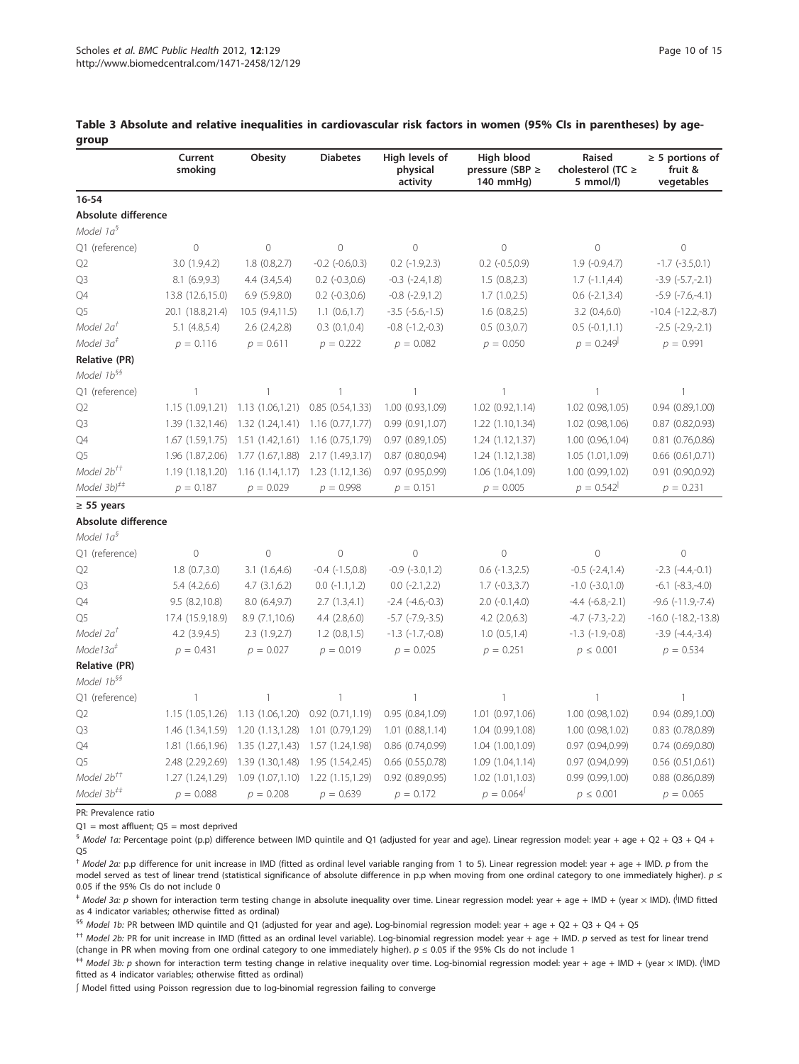**Table 3 Absolute and relative inequalities in cardiovascular risk factors in women (95% CIs in parentheses) by age-group**

| | Current smoking | Obesity | Diabetes | High levels of physical activity | High blood pressure (SBP ≥ 140 mmHg) | Raised cholesterol (TC ≥ 5 mmol/l) | ≥ 5 portions of fruit & vegetables |
|---|---|---|---|---|---|---|---|
| **16-54** | | | | | | | |
| **Absolute difference** | | | | | | | |
| *Model 1a*[§] | | | | | | | |
| Q1 (reference) | 0 | 0 | 0 | 0 | 0 | 0 | 0 |
| Q2 | 3.0 (1.9,4.2) | 1.8 (0.8,2.7) | -0.2 (-0.6,0.3) | 0.2 (-1.9,2.3) | 0.2 (-0.5,0.9) | 1.9 (-0.9,4.7) | -1.7 (-3.5,0.1) |
| Q3 | 8.1 (6.9,9.3) | 4.4 (3.4,5.4) | 0.2 (-0.3,0.6) | -0.3 (-2.4,1.8) | 1.5 (0.8,2.3) | 1.7 (-1.1,4.4) | -3.9 (-5.7,-2.1) |
| Q4 | 13.8 (12.6,15.0) | 6.9 (5.9,8.0) | 0.2 (-0.3,0.6) | -0.8 (-2.9,1.2) | 1.7 (1.0,2.5) | 0.6 (-2.1,3.4) | -5.9 (-7.6,-4.1) |
| Q5 | 20.1 (18.8,21.4) | 10.5 (9.4,11.5) | 1.1 (0.6,1.7) | -3.5 (-5.6,-1.5) | 1.6 (0.8,2.5) | 3.2 (0.4,6.0) | -10.4 (-12.2,-8.7) |
| *Model 2a*[†] | 5.1 (4.8,5.4) | 2.6 (2.4,2.8) | 0.3 (0.1,0.4) | -0.8 (-1.2,-0.3) | 0.5 (0.3,0.7) | 0.5 (-0.1,1.1) | -2.5 (-2.9,-2.1) |
| *Model 3a*[‡] | $p = 0.116$ | $p = 0.611$ | $p = 0.222$ | $p = 0.082$ | $p = 0.050$ | $p = 0.249$[|] | $p = 0.991$ |
| **Relative (PR)** | | | | | | | |
| *Model 1b*[§§] | | | | | | | |
| Q1 (reference) | 1 | 1 | 1 | 1 | 1 | 1 | 1 |
| Q2 | 1.15 (1.09,1.21) | 1.13 (1.06,1.21) | 0.85 (0.54,1.33) | 1.00 (0.93,1.09) | 1.02 (0.92,1.14) | 1.02 (0.98,1.05) | 0.94 (0.89,1.00) |
| Q3 | 1.39 (1.32,1.46) | 1.32 (1.24,1.41) | 1.16 (0.77,1.77) | 0.99 (0.91,1.07) | 1.22 (1.10,1.34) | 1.02 (0.98,1.06) | 0.87 (0.82,0.93) |
| Q4 | 1.67 (1.59,1.75) | 1.51 (1.42,1.61) | 1.16 (0.75,1.79) | 0.97 (0.89,1.05) | 1.24 (1.12,1.37) | 1.00 (0.96,1.04) | 0.81 (0.76,0.86) |
| Q5 | 1.96 (1.87,2.06) | 1.77 (1.67,1.88) | 2.17 (1.49,3.17) | 0.87 (0.80,0.94) | 1.24 (1.12,1.38) | 1.05 (1.01,1.09) | 0.66 (0.61,0.71) |
| *Model 2b*[††] | 1.19 (1.18,1.20) | 1.16 (1.14,1.17) | 1.23 (1.12,1.36) | 0.97 (0.95,0.99) | 1.06 (1.04,1.09) | 1.00 (0.99,1.02) | 0.91 (0.90,0.92) |
| *Model 3b)*[‡‡] | $p = 0.187$ | $p = 0.029$ | $p = 0.998$ | $p = 0.151$ | $p = 0.005$ | $p = 0.542$[|] | $p = 0.231$ |
| **≥ 55 years** | | | | | | | |
| **Absolute difference** | | | | | | | |
| *Model 1a*[§] | | | | | | | |
| Q1 (reference) | 0 | 0 | 0 | 0 | 0 | 0 | 0 |
| Q2 | 1.8 (0.7,3.0) | 3.1 (1.6,4.6) | -0.4 (-1.5,0.8) | -0.9 (-3.0,1.2) | 0.6 (-1.3,2.5) | -0.5 (-2.4,1.4) | -2.3 (-4.4,-0.1) |
| Q3 | 5.4 (4.2,6.6) | 4.7 (3.1,6.2) | 0.0 (-1.1,1.2) | 0.0 (-2.1,2.2) | 1.7 (-0.3,3.7) | -1.0 (-3.0,1.0) | -6.1 (-8.3,-4.0) |
| Q4 | 9.5 (8.2,10.8) | 8.0 (6.4,9.7) | 2.7 (1.3,4.1) | -2.4 (-4.6,-0.3) | 2.0 (-0.1,4.0) | -4.4 (-6.8,-2.1) | -9.6 (-11.9,-7.4) |
| Q5 | 17.4 (15.9,18.9) | 8.9 (7.1,10.6) | 4.4 (2.8,6.0) | -5.7 (-7.9,-3.5) | 4.2 (2.0,6.3) | -4.7 (-7.3,-2.2) | -16.0 (-18.2,-13.8) |
| *Model 2a*[†] | 4.2 (3.9,4.5) | 2.3 (1.9,2.7) | 1.2 (0.8,1.5) | -1.3 (-1.7,-0.8) | 1.0 (0.5,1.4) | -1.3 (-1.9,-0.8) | -3.9 (-4.4,-3.4) |
| *Mode13a*[‡] | $p = 0.431$ | $p = 0.027$ | $p = 0.019$ | $p = 0.025$ | $p = 0.251$ | $p \leq 0.001$ | $p = 0.534$ |
| **Relative (PR)** | | | | | | | |
| *Model 1b*[§§] | | | | | | | |
| Q1 (reference) | 1 | 1 | 1 | 1 | 1 | 1 | 1 |
| Q2 | 1.15 (1.05,1.26) | 1.13 (1.06,1.20) | 0.92 (0.71,1.19) | 0.95 (0.84,1.09) | 1.01 (0.97,1.06) | 1.00 (0.98,1.02) | 0.94 (0.89,1.00) |
| Q3 | 1.46 (1.34,1.59) | 1.20 (1.13,1.28) | 1.01 (0.79,1.29) | 1.01 (0.88,1.14) | 1.04 (0.99,1.08) | 1.00 (0.98,1.02) | 0.83 (0.78,0.89) |
| Q4 | 1.81 (1.66,1.96) | 1.35 (1.27,1.43) | 1.57 (1.24,1.98) | 0.86 (0.74,0.99) | 1.04 (1.00,1.09) | 0.97 (0.94,0.99) | 0.74 (0.69,0.80) |
| Q5 | 2.48 (2.29,2.69) | 1.39 (1.30,1.48) | 1.95 (1.54,2.45) | 0.66 (0.55,0.78) | 1.09 (1.04,1.14) | 0.97 (0.94,0.99) | 0.56 (0.51,0.61) |
| *Model 2b*[††] | 1.27 (1.24,1.29) | 1.09 (1.07,1.10) | 1.22 (1.15,1.29) | 0.92 (0.89,0.95) | 1.02 (1.01,1.03) | 0.99 (0.99,1.00) | 0.88 (0.86,0.89) |
| *Model 3b*[‡‡] | $p = 0.088$ | $p = 0.208$ | $p = 0.639$ | $p = 0.172$ | $p = 0.064$[∫] | $p \leq 0.001$ | $p = 0.065$ |

PR: Prevalence ratio

Q1 = most affluent; Q5 = most deprived

[§] *Model 1a:* Percentage point (p.p) difference between IMD quintile and Q1 (adjusted for year and age). Linear regression model: year + age + Q2 + Q3 + Q4 + Q5

[†] *Model 2a:* p.p difference for unit increase in IMD (fitted as ordinal level variable ranging from 1 to 5). Linear regression model: year + age + IMD. *p* from the model served as test of linear trend (statistical significance of absolute difference in p.p when moving from one ordinal category to one immediately higher). $p \leq 0.05$ if the 95% CIs do not include 0

[‡] *Model 3a: p* shown for interaction term testing change in absolute inequality over time. Linear regression model: year + age + IMD + (year × IMD). ([|]IMD fitted as 4 indicator variables; otherwise fitted as ordinal)

[§§] *Model 1b:* PR between IMD quintile and Q1 (adjusted for year and age). Log-binomial regression model: year + age + Q2 + Q3 + Q4 + Q5

[††] *Model 2b:* PR for unit increase in IMD (fitted as an ordinal level variable). Log-binomial regression model: year + age + IMD. *p* served as test for linear trend (change in PR when moving from one ordinal category to one immediately higher). $p \leq 0.05$ if the 95% CIs do not include 1

[‡‡] *Model 3b: p* shown for interaction term testing change in relative inequality over time. Log-binomial regression model: year + age + IMD + (year × IMD). ([|]IMD fitted as 4 indicator variables; otherwise fitted as ordinal)

∫ Model fitted using Poisson regression due to log-binomial regression failing to converge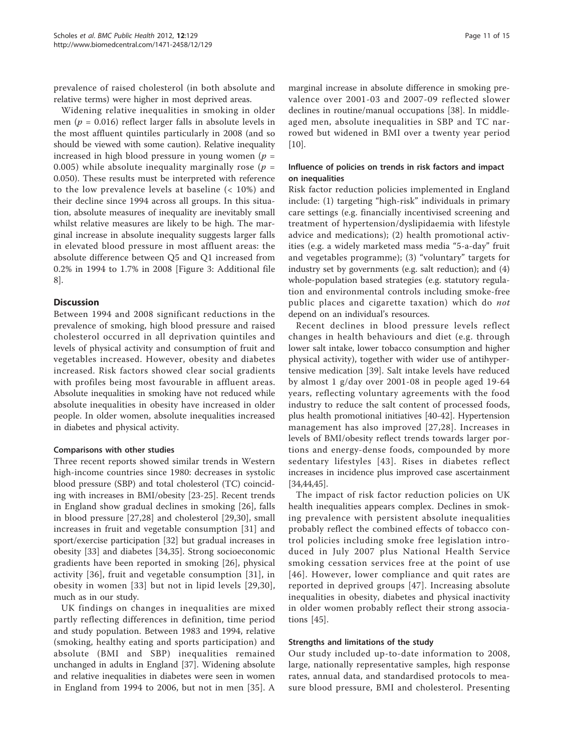prevalence of raised cholesterol (in both absolute and relative terms) were higher in most deprived areas.

Widening relative inequalities in smoking in older men ($p = 0.016$) reflect larger falls in absolute levels in the most affluent quintiles particularly in 2008 (and so should be viewed with some caution). Relative inequality increased in high blood pressure in young women ($p = 0.005$) while absolute inequality marginally rose ($p = 0.050$). These results must be interpreted with reference to the low prevalence levels at baseline (< 10%) and their decline since 1994 across all groups. In this situation, absolute measures of inequality are inevitably small whilst relative measures are likely to be high. The marginal increase in absolute inequality suggests larger falls in elevated blood pressure in most affluent areas: the absolute difference between Q5 and Q1 increased from 0.2% in 1994 to 1.7% in 2008 [Figure 3: Additional file 8].

## Discussion

Between 1994 and 2008 significant reductions in the prevalence of smoking, high blood pressure and raised cholesterol occurred in all deprivation quintiles and levels of physical activity and consumption of fruit and vegetables increased. However, obesity and diabetes increased. Risk factors showed clear social gradients with profiles being most favourable in affluent areas. Absolute inequalities in smoking have not reduced while absolute inequalities in obesity have increased in older people. In older women, absolute inequalities increased in diabetes and physical activity.

### Comparisons with other studies

Three recent reports showed similar trends in Western high-income countries since 1980: decreases in systolic blood pressure (SBP) and total cholesterol (TC) coinciding with increases in BMI/obesity [23-25]. Recent trends in England show gradual declines in smoking [26], falls in blood pressure [27,28] and cholesterol [29,30], small increases in fruit and vegetable consumption [31] and sport/exercise participation [32] but gradual increases in obesity [33] and diabetes [34,35]. Strong socioeconomic gradients have been reported in smoking [26], physical activity [36], fruit and vegetable consumption [31], in obesity in women [33] but not in lipid levels [29,30], much as in our study.

UK findings on changes in inequalities are mixed partly reflecting differences in definition, time period and study population. Between 1983 and 1994, relative (smoking, healthy eating and sports participation) and absolute (BMI and SBP) inequalities remained unchanged in adults in England [37]. Widening absolute and relative inequalities in diabetes were seen in women in England from 1994 to 2006, but not in men [35]. A marginal increase in absolute difference in smoking prevalence over 2001-03 and 2007-09 reflected slower declines in routine/manual occupations [38]. In middle-aged men, absolute inequalities in SBP and TC narrowed but widened in BMI over a twenty year period [10].

### Influence of policies on trends in risk factors and impact on inequalities

Risk factor reduction policies implemented in England include: (1) targeting "high-risk" individuals in primary care settings (e.g. financially incentivised screening and treatment of hypertension/dyslipidaemia with lifestyle advice and medications); (2) health promotional activities (e.g. a widely marketed mass media "5-a-day" fruit and vegetables programme); (3) "voluntary" targets for industry set by governments (e.g. salt reduction); and (4) whole-population based strategies (e.g. statutory regulation and environmental controls including smoke-free public places and cigarette taxation) which do *not* depend on an individual's resources.

Recent declines in blood pressure levels reflect changes in health behaviours and diet (e.g. through lower salt intake, lower tobacco consumption and higher physical activity), together with wider use of antihypertensive medication [39]. Salt intake levels have reduced by almost 1 g/day over 2001-08 in people aged 19-64 years, reflecting voluntary agreements with the food industry to reduce the salt content of processed foods, plus health promotional initiatives [40-42]. Hypertension management has also improved [27,28]. Increases in levels of BMI/obesity reflect trends towards larger portions and energy-dense foods, compounded by more sedentary lifestyles [43]. Rises in diabetes reflect increases in incidence plus improved case ascertainment [34,44,45].

The impact of risk factor reduction policies on UK health inequalities appears complex. Declines in smoking prevalence with persistent absolute inequalities probably reflect the combined effects of tobacco control policies including smoke free legislation introduced in July 2007 plus National Health Service smoking cessation services free at the point of use [46]. However, lower compliance and quit rates are reported in deprived groups [47]. Increasing absolute inequalities in obesity, diabetes and physical inactivity in older women probably reflect their strong associations [45].

### Strengths and limitations of the study

Our study included up-to-date information to 2008, large, nationally representative samples, high response rates, annual data, and standardised protocols to measure blood pressure, BMI and cholesterol. Presenting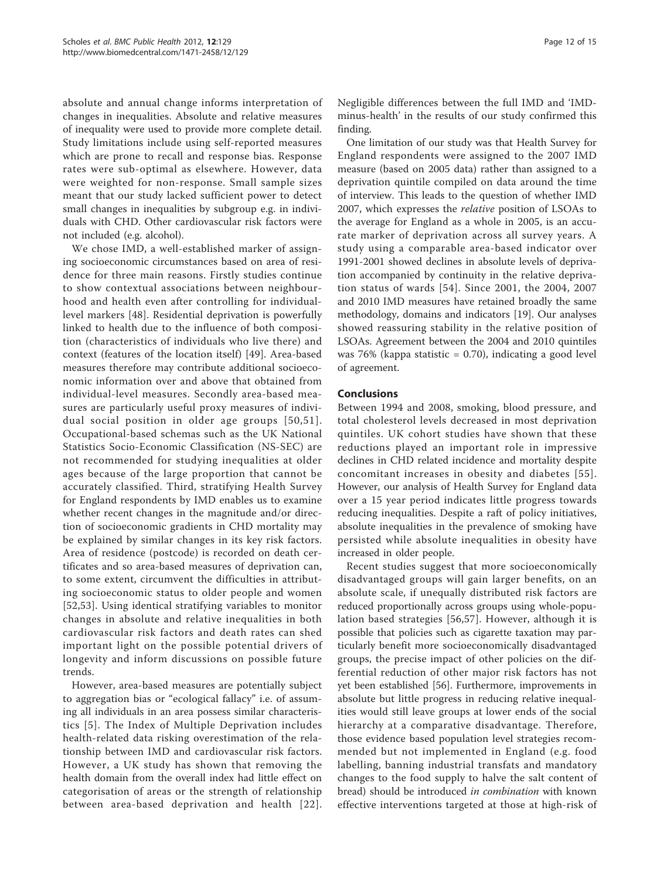absolute and annual change informs interpretation of changes in inequalities. Absolute and relative measures of inequality were used to provide more complete detail. Study limitations include using self-reported measures which are prone to recall and response bias. Response rates were sub-optimal as elsewhere. However, data were weighted for non-response. Small sample sizes meant that our study lacked sufficient power to detect small changes in inequalities by subgroup e.g. in individuals with CHD. Other cardiovascular risk factors were not included (e.g. alcohol).

We chose IMD, a well-established marker of assigning socioeconomic circumstances based on area of residence for three main reasons. Firstly studies continue to show contextual associations between neighbourhood and health even after controlling for individual-level markers [48]. Residential deprivation is powerfully linked to health due to the influence of both composition (characteristics of individuals who live there) and context (features of the location itself) [49]. Area-based measures therefore may contribute additional socioeconomic information over and above that obtained from individual-level measures. Secondly area-based measures are particularly useful proxy measures of individual social position in older age groups [50,51]. Occupational-based schemas such as the UK National Statistics Socio-Economic Classification (NS-SEC) are not recommended for studying inequalities at older ages because of the large proportion that cannot be accurately classified. Third, stratifying Health Survey for England respondents by IMD enables us to examine whether recent changes in the magnitude and/or direction of socioeconomic gradients in CHD mortality may be explained by similar changes in its key risk factors. Area of residence (postcode) is recorded on death certificates and so area-based measures of deprivation can, to some extent, circumvent the difficulties in attributing socioeconomic status to older people and women [52,53]. Using identical stratifying variables to monitor changes in absolute and relative inequalities in both cardiovascular risk factors and death rates can shed important light on the possible potential drivers of longevity and inform discussions on possible future trends.

However, area-based measures are potentially subject to aggregation bias or "ecological fallacy" i.e. of assuming all individuals in an area possess similar characteristics [5]. The Index of Multiple Deprivation includes health-related data risking overestimation of the relationship between IMD and cardiovascular risk factors. However, a UK study has shown that removing the health domain from the overall index had little effect on categorisation of areas or the strength of relationship between area-based deprivation and health [22]. Negligible differences between the full IMD and 'IMD-minus-health' in the results of our study confirmed this finding.

One limitation of our study was that Health Survey for England respondents were assigned to the 2007 IMD measure (based on 2005 data) rather than assigned to a deprivation quintile compiled on data around the time of interview. This leads to the question of whether IMD 2007, which expresses the *relative* position of LSOAs to the average for England as a whole in 2005, is an accurate marker of deprivation across all survey years. A study using a comparable area-based indicator over 1991-2001 showed declines in absolute levels of deprivation accompanied by continuity in the relative deprivation status of wards [54]. Since 2001, the 2004, 2007 and 2010 IMD measures have retained broadly the same methodology, domains and indicators [19]. Our analyses showed reassuring stability in the relative position of LSOAs. Agreement between the 2004 and 2010 quintiles was 76% (kappa statistic = 0.70), indicating a good level of agreement.

## Conclusions

Between 1994 and 2008, smoking, blood pressure, and total cholesterol levels decreased in most deprivation quintiles. UK cohort studies have shown that these reductions played an important role in impressive declines in CHD related incidence and mortality despite concomitant increases in obesity and diabetes [55]. However, our analysis of Health Survey for England data over a 15 year period indicates little progress towards reducing inequalities. Despite a raft of policy initiatives, absolute inequalities in the prevalence of smoking have persisted while absolute inequalities in obesity have increased in older people.

Recent studies suggest that more socioeconomically disadvantaged groups will gain larger benefits, on an absolute scale, if unequally distributed risk factors are reduced proportionally across groups using whole-population based strategies [56,57]. However, although it is possible that policies such as cigarette taxation may particularly benefit more socioeconomically disadvantaged groups, the precise impact of other policies on the differential reduction of other major risk factors has not yet been established [56]. Furthermore, improvements in absolute but little progress in reducing relative inequalities would still leave groups at lower ends of the social hierarchy at a comparative disadvantage. Therefore, those evidence based population level strategies recommended but not implemented in England (e.g. food labelling, banning industrial transfats and mandatory changes to the food supply to halve the salt content of bread) should be introduced *in combination* with known effective interventions targeted at those at high-risk of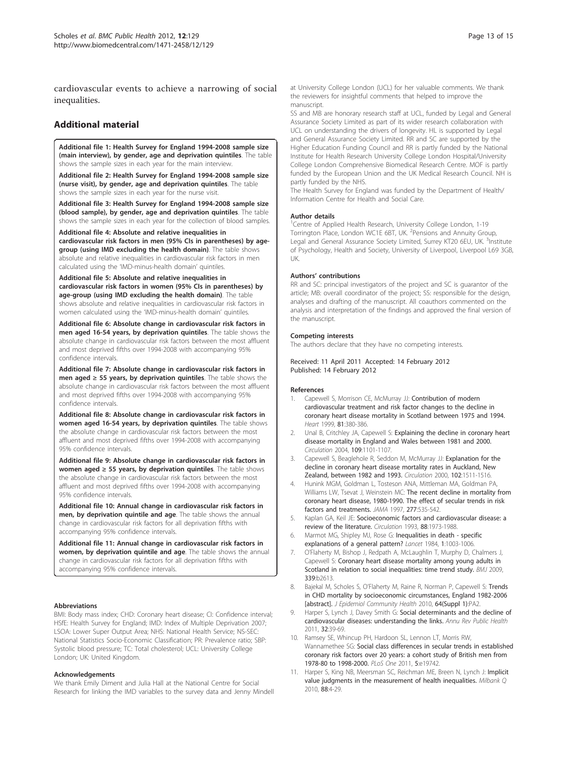cardiovascular events to achieve a narrowing of social inequalities.

## Additional material

**Additional file 1: Health Survey for England 1994-2008 sample size (main interview), by gender, age and deprivation quintiles**. The table shows the sample sizes in each year for the main interview.

**Additional file 2: Health Survey for England 1994-2008 sample size (nurse visit), by gender, age and deprivation quintiles**. The table shows the sample sizes in each year for the nurse visit.

**Additional file 3: Health Survey for England 1994-2008 sample size (blood sample), by gender, age and deprivation quintiles**. The table shows the sample sizes in each year for the collection of blood samples.

**Additional file 4: Absolute and relative inequalities in cardiovascular risk factors in men (95% CIs in parentheses) by age-group (using IMD excluding the health domain)**. The table shows absolute and relative inequalities in cardiovascular risk factors in men calculated using the 'IMD-minus-health domain' quintiles.

**Additional file 5: Absolute and relative inequalities in cardiovascular risk factors in women (95% CIs in parentheses) by age-group (using IMD excluding the health domain)**. The table shows absolute and relative inequalities in cardiovascular risk factors in women calculated using the 'IMD-minus-health domain' quintiles.

**Additional file 6: Absolute change in cardiovascular risk factors in men aged 16-54 years, by deprivation quintiles**. The table shows the absolute change in cardiovascular risk factors between the most affluent and most deprived fifths over 1994-2008 with accompanying 95% confidence intervals.

**Additional file 7: Absolute change in cardiovascular risk factors in men aged ≥ 55 years, by deprivation quintiles**. The table shows the absolute change in cardiovascular risk factors between the most affluent and most deprived fifths over 1994-2008 with accompanying 95% confidence intervals.

**Additional file 8: Absolute change in cardiovascular risk factors in women aged 16-54 years, by deprivation quintiles**. The table shows the absolute change in cardiovascular risk factors between the most affluent and most deprived fifths over 1994-2008 with accompanying 95% confidence intervals.

**Additional file 9: Absolute change in cardiovascular risk factors in women aged ≥ 55 years, by deprivation quintiles**. The table shows the absolute change in cardiovascular risk factors between the most affluent and most deprived fifths over 1994-2008 with accompanying 95% confidence intervals.

**Additional file 10: Annual change in cardiovascular risk factors in men, by deprivation quintile and age**. The table shows the annual change in cardiovascular risk factors for all deprivation fifths with accompanying 95% confidence intervals.

**Additional file 11: Annual change in cardiovascular risk factors in women, by deprivation quintile and age**. The table shows the annual change in cardiovascular risk factors for all deprivation fifths with accompanying 95% confidence intervals.

#### Abbreviations

BMI: Body mass index; CHD: Coronary heart disease; CI: Confidence interval; HSfE: Health Survey for England; IMD: Index of Multiple Deprivation 2007; LSOA: Lower Super Output Area; NHS: National Health Service; NS-SEC: National Statistics Socio-Economic Classification; PR: Prevalence ratio; SBP: Systolic blood pressure; TC: Total cholesterol; UCL: University College London; UK: United Kingdom.

#### Acknowledgements

We thank Emily Diment and Julia Hall at the National Centre for Social Research for linking the IMD variables to the survey data and Jenny Mindell at University College London (UCL) for her valuable comments. We thank the reviewers for insightful comments that helped to improve the manuscript.

SS and MB are honorary research staff at UCL, funded by Legal and General Assurance Society Limited as part of its wider research collaboration with UCL on understanding the drivers of longevity. HL is supported by Legal and General Assurance Society Limited. RR and SC are supported by the Higher Education Funding Council and RR is partly funded by the National Institute for Health Research University College London Hospital/University College London Comprehensive Biomedical Research Centre. MOF is partly funded by the European Union and the UK Medical Research Council. NH is partly funded by the NHS.

The Health Survey for England was funded by the Department of Health/Information Centre for Health and Social Care.

#### Author details

[1]Centre of Applied Health Research, University College London, 1-19 Torrington Place, London WC1E 6BT, UK. [2]Pensions and Annuity Group, Legal and General Assurance Society Limited, Surrey KT20 6EU, UK. [3]Institute of Psychology, Health and Society, University of Liverpool, Liverpool L69 3GB, UK.

#### Authors' contributions

RR and SC: principal investigators of the project and SC is guarantor of the article; MB: overall coordinator of the project; SS: responsible for the design, analyses and drafting of the manuscript. All coauthors commented on the analysis and interpretation of the findings and approved the final version of the manuscript.

#### Competing interests

The authors declare that they have no competing interests.

Received: 11 April 2011 Accepted: 14 February 2012
Published: 14 February 2012

#### References

1. Capewell S, Morrison CE, McMurray JJ: **Contribution of modern cardiovascular treatment and risk factor changes to the decline in coronary heart disease mortality in Scotland between 1975 and 1994.** *Heart* 1999, **81**:380-386.
2. Unal B, Critchley JA, Capewell S: **Explaining the decline in coronary heart disease mortality in England and Wales between 1981 and 2000.** *Circulation* 2004, **109**:1101-1107.
3. Capewell S, Beaglehole R, Seddon M, McMurray JJ: **Explanation for the decline in coronary heart disease mortality rates in Auckland, New Zealand, between 1982 and 1993.** *Circulation* 2000, **102**:1511-1516.
4. Hunink MGM, Goldman L, Tosteson ANA, Mittleman MA, Goldman PA, Williams LW, Tsevat J, Weinstein MC: **The recent decline in mortality from coronary heart disease, 1980-1990. The effect of secular trends in risk factors and treatments.** *JAMA* 1997, **277**:535-542.
5. Kaplan GA, Keil JE: **Socioeconomic factors and cardiovascular disease: a review of the literature.** *Circulation* 1993, **88**:1973-1988.
6. Marmot MG, Shipley MJ, Rose G: **Inequalities in death - specific explanations of a general pattern?** *Lancet* 1984, **1**:1003-1006.
7. O'Flaherty M, Bishop J, Redpath A, McLaughlin T, Murphy D, Chalmers J, Capewell S: **Coronary heart disease mortality among young adults in Scotland in relation to social inequalities: time trend study.** *BMJ* 2009, **339**:b2613.
8. Bajekal M, Scholes S, O'Flaherty M, Raine R, Norman P, Capewell S: **Trends in CHD mortality by socioeconomic circumstances, England 1982-2006 [abstract].** *J Epidemiol Community Health* 2010, **64(Suppl 1)**:PA2.
9. Harper S, Lynch J, Davey Smith G: **Social determinants and the decline of cardiovascular diseases: understanding the links.** *Annu Rev Public Health* 2011, **32**:39-69.
10. Ramsey SE, Whincup PH, Hardoon SL, Lennon LT, Morris RW, Wannamethee SG: **Social class differences in secular trends in established coronary risk factors over 20 years: a cohort study of British men from 1978-80 to 1998-2000.** *PLoS One* 2011, **5**:e19742.
11. Harper S, King NB, Meersman SC, Reichman ME, Breen N, Lynch J: **Implicit value judgments in the measurement of health inequalities.** *Milbank Q* 2010, **88**:4-29.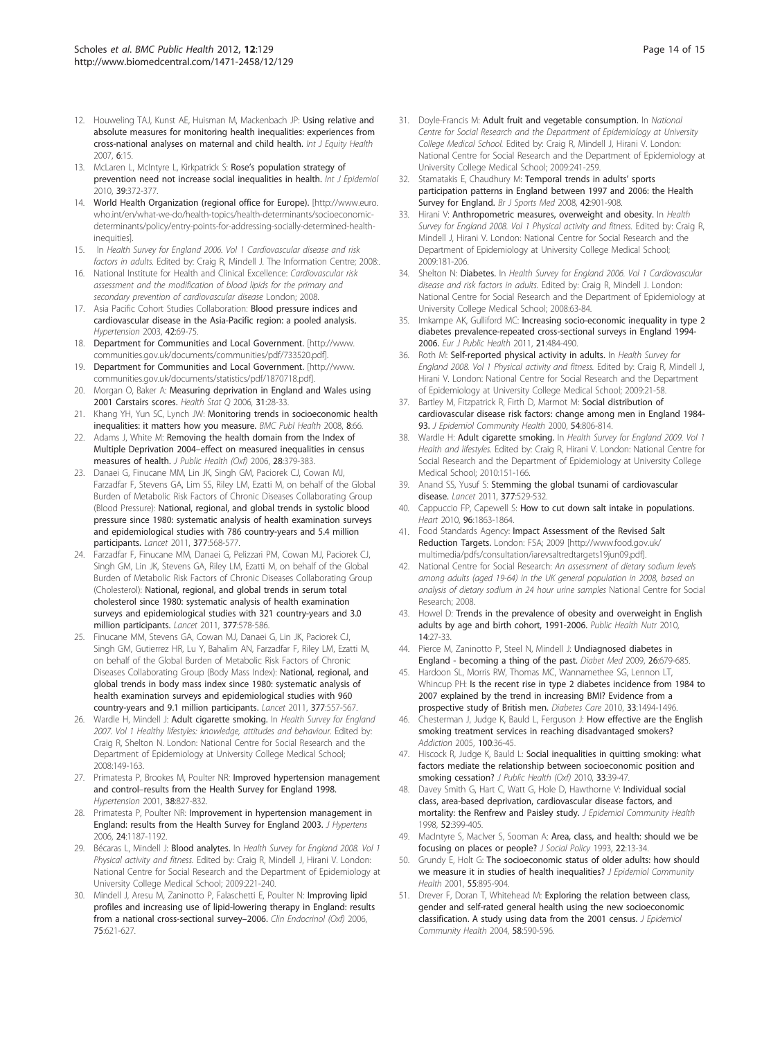12. Houweling TAJ, Kunst AE, Huisman M, Mackenbach JP: **Using relative and absolute measures for monitoring health inequalities: experiences from cross-national analyses on maternal and child health.** *Int J Equity Health* 2007, **6**:15.
13. McLaren L, McIntyre L, Kirkpatrick S: **Rose's population strategy of prevention need not increase social inequalities in health.** *Int J Epidemiol* 2010, **39**:372-377.
14. **World Health Organization (regional office for Europe).** [http://www.euro.who.int/en/what-we-do/health-topics/health-determinants/socioeconomic-determinants/policy/entry-points-for-addressing-socially-determined-health-inequities].
15. In *Health Survey for England 2006. Vol 1 Cardiovascular disease and risk factors in adults.* Edited by: Craig R, Mindell J. The Information Centre; 2008:.
16. National Institute for Health and Clinical Excellence: *Cardiovascular risk assessment and the modification of blood lipids for the primary and secondary prevention of cardiovascular disease* London; 2008.
17. Asia Pacific Cohort Studies Collaboration: **Blood pressure indices and cardiovascular disease in the Asia-Pacific region: a pooled analysis.** *Hypertension* 2003, **42**:69-75.
18. **Department for Communities and Local Government.** [http://www.communities.gov.uk/documents/communities/pdf/733520.pdf].
19. **Department for Communities and Local Government.** [http://www.communities.gov.uk/documents/statistics/pdf/1870718.pdf].
20. Morgan O, Baker A: **Measuring deprivation in England and Wales using 2001 Carstairs scores.** *Health Stat Q* 2006, **31**:28-33.
21. Khang YH, Yun SC, Lynch JW: **Monitoring trends in socioeconomic health inequalities: it matters how you measure.** *BMC Publ Health* 2008, **8**:66.
22. Adams J, White M: **Removing the health domain from the Index of Multiple Deprivation 2004–effect on measured inequalities in census measures of health.** *J Public Health (Oxf)* 2006, **28**:379-383.
23. Danaei G, Finucane MM, Lin JK, Singh GM, Paciorek CJ, Cowan MJ, Farzadfar F, Stevens GA, Lim SS, Riley LM, Ezzati M, on behalf of the Global Burden of Metabolic Risk Factors of Chronic Diseases Collaborating Group (Blood Pressure): **National, regional, and global trends in systolic blood pressure since 1980: systematic analysis of health examination surveys and epidemiological studies with 786 country-years and 5.4 million participants.** *Lancet* 2011, **377**:568-577.
24. Farzadfar F, Finucane MM, Danaei G, Pelizzari PM, Cowan MJ, Paciorek CJ, Singh GM, Lin JK, Stevens GA, Riley LM, Ezzati M, on behalf of the Global Burden of Metabolic Risk Factors of Chronic Diseases Collaborating Group (Cholesterol): **National, regional, and global trends in serum total cholesterol since 1980: systematic analysis of health examination surveys and epidemiological studies with 321 country-years and 3.0 million participants.** *Lancet* 2011, **377**:578-586.
25. Finucane MM, Stevens GA, Cowan MJ, Danaei G, Lin JK, Paciorek CJ, Singh GM, Gutierrez HR, Lu Y, Bahalim AN, Farzadfar F, Riley LM, Ezzati M, on behalf of the Global Burden of Metabolic Risk Factors of Chronic Diseases Collaborating Group (Body Mass Index): **National, regional, and global trends in body mass index since 1980: systematic analysis of health examination surveys and epidemiological studies with 960 country-years and 9.1 million participants.** *Lancet* 2011, **377**:557-567.
26. Wardle H, Mindell J: **Adult cigarette smoking.** In *Health Survey for England 2007. Vol 1 Healthy lifestyles: knowledge, attitudes and behaviour.* Edited by: Craig R, Shelton N. London: National Centre for Social Research and the Department of Epidemiology at University College Medical School; 2008:149-163.
27. Primatesta P, Brookes M, Poulter NR: **Improved hypertension management and control–results from the Health Survey for England 1998.** *Hypertension* 2001, **38**:827-832.
28. Primatesta P, Poulter NR: **Improvement in hypertension management in England: results from the Health Survey for England 2003.** *J Hypertens* 2006, **24**:1187-1192.
29. Bécaras L, Mindell J: **Blood analytes.** In *Health Survey for England 2008. Vol 1 Physical activity and fitness.* Edited by: Craig R, Mindell J, Hirani V. London: National Centre for Social Research and the Department of Epidemiology at University College Medical School; 2009:221-240.
30. Mindell J, Aresu M, Zaninotto P, Falaschetti E, Poulter N: **Improving lipid profiles and increasing use of lipid-lowering therapy in England: results from a national cross-sectional survey–2006.** *Clin Endocrinol (Oxf)* 2006, **75**:621-627.
31. Doyle-Francis M: **Adult fruit and vegetable consumption.** In *National Centre for Social Research and the Department of Epidemiology at University College Medical School.* Edited by: Craig R, Mindell J, Hirani V. London: National Centre for Social Research and the Department of Epidemiology at University College Medical School; 2009:241-259.
32. Stamatakis E, Chaudhury M: **Temporal trends in adults' sports participation patterns in England between 1997 and 2006: the Health Survey for England.** *Br J Sports Med* 2008, **42**:901-908.
33. Hirani V: **Anthropometric measures, overweight and obesity.** In *Health Survey for England 2008. Vol 1 Physical activity and fitness.* Edited by: Craig R, Mindell J, Hirani V. London: National Centre for Social Research and the Department of Epidemiology at University College Medical School; 2009:181-206.
34. Shelton N: **Diabetes.** In *Health Survey for England 2006. Vol 1 Cardiovascular disease and risk factors in adults.* Edited by: Craig R, Mindell J. London: National Centre for Social Research and the Department of Epidemiology at University College Medical School; 2008:63-84.
35. Imkampe AK, Gulliford MC: **Increasing socio-economic inequality in type 2 diabetes prevalence-repeated cross-sectional surveys in England 1994-2006.** *Eur J Public Health* 2011, **21**:484-490.
36. Roth M: **Self-reported physical activity in adults.** In *Health Survey for England 2008. Vol 1 Physical activity and fitness.* Edited by: Craig R, Mindell J, Hirani V. London: National Centre for Social Research and the Department of Epidemiology at University College Medical School; 2009:21-58.
37. Bartley M, Fitzpatrick R, Firth D, Marmot M: **Social distribution of cardiovascular disease risk factors: change among men in England 1984-93.** *J Epidemiol Community Health* 2000, **54**:806-814.
38. Wardle H: **Adult cigarette smoking.** In *Health Survey for England 2009. Vol 1 Health and lifestyles.* Edited by: Craig R, Hirani V. London: National Centre for Social Research and the Department of Epidemiology at University College Medical School; 2010:151-166.
39. Anand SS, Yusuf S: **Stemming the global tsunami of cardiovascular disease.** *Lancet* 2011, **377**:529-532.
40. Cappuccio FP, Capewell S: **How to cut down salt intake in populations.** *Heart* 2010, **96**:1863-1864.
41. Food Standards Agency: **Impact Assessment of the Revised Salt Reduction Targets.** London: FSA; 2009 [http://www.food.gov.uk/multimedia/pdfs/consultation/iarevsaltredtargets19jun09.pdf].
42. National Centre for Social Research: *An assessment of dietary sodium levels among adults (aged 19-64) in the UK general population in 2008, based on analysis of dietary sodium in 24 hour urine samples* National Centre for Social Research; 2008.
43. Howel D: **Trends in the prevalence of obesity and overweight in English adults by age and birth cohort, 1991-2006.** *Public Health Nutr* 2010, **14**:27-33.
44. Pierce M, Zaninotto P, Steel N, Mindell J: **Undiagnosed diabetes in England - becoming a thing of the past.** *Diabet Med* 2009, **26**:679-685.
45. Hardoon SL, Morris RW, Thomas MC, Wannamethee SG, Lennon LT, Whincup PH: **Is the recent rise in type 2 diabetes incidence from 1984 to 2007 explained by the trend in increasing BMI? Evidence from a prospective study of British men.** *Diabetes Care* 2010, **33**:1494-1496.
46. Chesterman J, Judge K, Bauld L, Ferguson J: **How effective are the English smoking treatment services in reaching disadvantaged smokers?** *Addiction* 2005, **100**:36-45.
47. Hiscock R, Judge K, Bauld L: **Social inequalities in quitting smoking: what factors mediate the relationship between socioeconomic position and smoking cessation?** *J Public Health (Oxf)* 2010, **33**:39-47.
48. Davey Smith G, Hart C, Watt G, Hole D, Hawthorne V: **Individual social class, area-based deprivation, cardiovascular disease factors, and mortality: the Renfrew and Paisley study.** *J Epidemiol Community Health* 1998, **52**:399-405.
49. MacIntyre S, MacIver S, Sooman A: **Area, class, and health: should we be focusing on places or people?** *J Social Policy* 1993, **22**:13-34.
50. Grundy E, Holt G: **The socioeconomic status of older adults: how should we measure it in studies of health inequalities?** *J Epidemiol Community Health* 2001, **55**:895-904.
51. Drever F, Doran T, Whitehead M: **Exploring the relation between class, gender and self-rated general health using the new socioeconomic classification. A study using data from the 2001 census.** *J Epidemiol Community Health* 2004, **58**:590-596.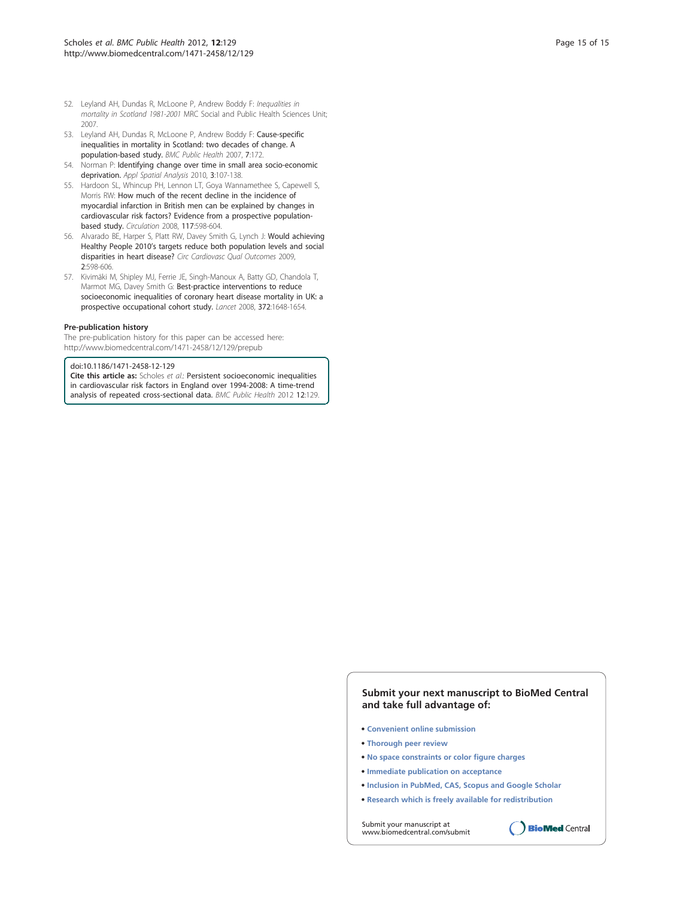52. Leyland AH, Dundas R, McLoone P, Andrew Boddy F: *Inequalities in mortality in Scotland 1981-2001* MRC Social and Public Health Sciences Unit; 2007.
53. Leyland AH, Dundas R, McLoone P, Andrew Boddy F: **Cause-specific inequalities in mortality in Scotland: two decades of change. A population-based study.** *BMC Public Health* 2007, **7**:172.
54. Norman P: **Identifying change over time in small area socio-economic deprivation.** *Appl Spatial Analysis* 2010, **3**:107-138.
55. Hardoon SL, Whincup PH, Lennon LT, Goya Wannamethee S, Capewell S, Morris RW: **How much of the recent decline in the incidence of myocardial infarction in British men can be explained by changes in cardiovascular risk factors? Evidence from a prospective population-based study.** *Circulation* 2008, **117**:598-604.
56. Alvarado BE, Harper S, Platt RW, Davey Smith G, Lynch J: **Would achieving Healthy People 2010's targets reduce both population levels and social disparities in heart disease?** *Circ Cardiovasc Qual Outcomes* 2009, **2**:598-606.
57. Kivimäki M, Shipley MJ, Ferrie JE, Singh-Manoux A, Batty GD, Chandola T, Marmot MG, Davey Smith G: **Best-practice interventions to reduce socioeconomic inequalities of coronary heart disease mortality in UK: a prospective occupational cohort study.** *Lancet* 2008, **372**:1648-1654.

### Pre-publication history

The pre-publication history for this paper can be accessed here:
http://www.biomedcentral.com/1471-2458/12/129/prepub

doi:10.1186/1471-2458-12-129

**Cite this article as:** Scholes *et al.*: Persistent socioeconomic inequalities in cardiovascular risk factors in England over 1994-2008: A time-trend analysis of repeated cross-sectional data. *BMC Public Health* 2012 **12**:129.

**Submit your next manuscript to BioMed Central and take full advantage of:**

- **Convenient online submission**
- **Thorough peer review**
- **No space constraints or color figure charges**
- **Immediate publication on acceptance**
- **Inclusion in PubMed, CAS, Scopus and Google Scholar**
- **Research which is freely available for redistribution**

Submit your manuscript at
www.biomedcentral.com/submit

BioMed Central